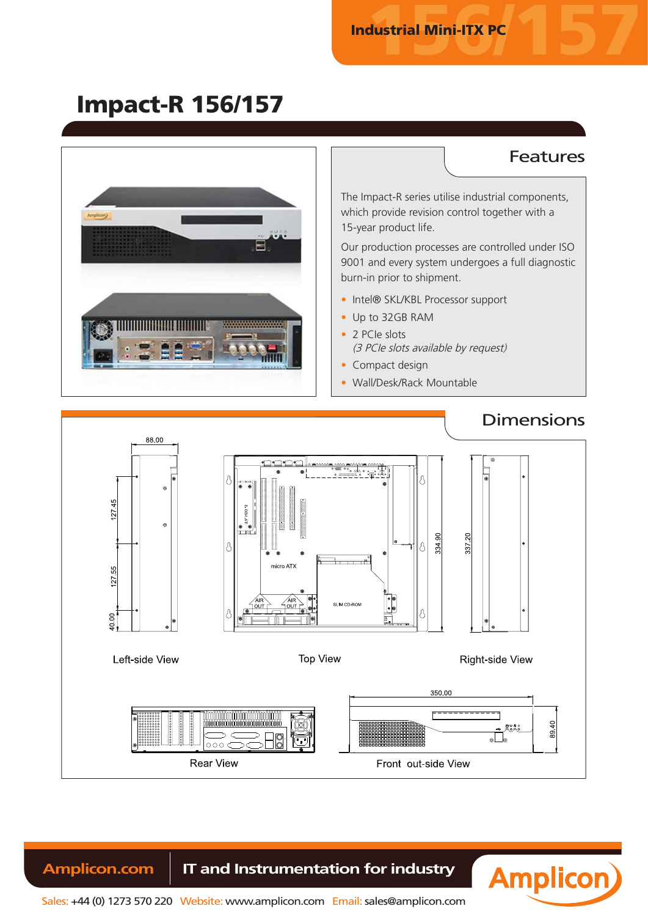Industrial Mini-ITX PC

# Impact-R 156/157

## Features

The Impact-R series utilise industrial components, which provide revision control together with a 15-year product life.

Our production processes are controlled under ISO 9001 and every system undergoes a full diagnostic burn-in prior to shipment.

- Intel® SKL/KBL Processor support
- Up to 32GB RAM
- 2 PCIe slots
  *(3 PCIe slots available by request)*
- Compact design
- Wall/Desk/Rack Mountable

## Dimensions

88.00

127.45

127.55

40.00

334.90

337.20

micro ATX

AIR OUT

AIR OUT

SLIM CD-ROM

2.5" HDD *2

Left-side View

Top View

Right-side View

350.00

89.40

Rear View

Front out-side View

Amplicon.com | IT and Instrumentation for industry

Sales: +44 (0) 1273 570 220 Website: www.amplicon.com Email: sales@amplicon.com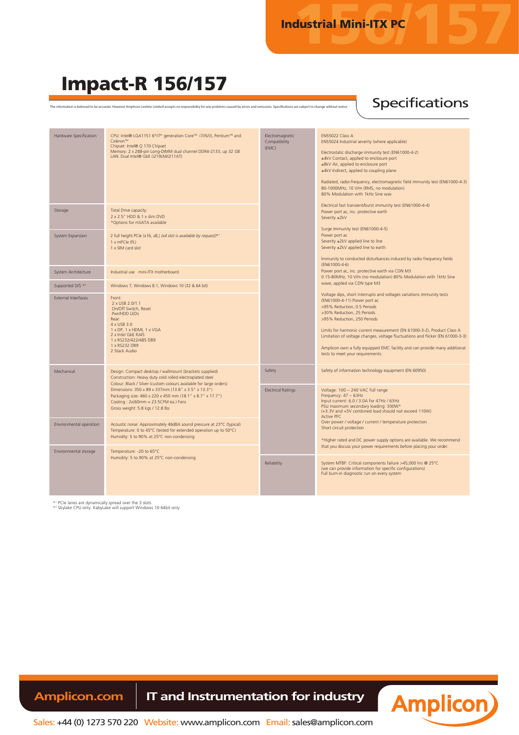Industrial Mini-ITX PC

# Impact-R 156/157

The information is believed to be accurate. However Amplicon Liveline Limited accepts no responsibility for any problems caused by errors and omissions. Specifications are subject to change without notice.

## Specifications

| | |
|---|---|
| Hardware Specification | CPU: Intel® LGA1151 6th/7th generation Core™ i7/i5/i3, Pentium™ and Celeron™<br>Chipset: Intel® Q 170 Chipset<br>Memory: 2 x 288-pin Long-DIMM dual channel DDR4-2133, up 32 GB<br>LAN: Dual Intel® GbE (i219LM/i211AT) |
| Storage | Total Drive capacity:<br>2 x 2.5" HDD & 1 x slim DVD<br>*Options for mSATA available |
| System Expansion | 2 full height PCIe (x16, x8,) *(x4 slot is available by request)**[1]<br>1 x mPCIe (FL)<br>1 x SIM card slot |
| System Architecture | Industrial use mini-ITX motherboard |
| Supported O/S *[2] | Windows 7, Windows 8.1, Windows 10 (32 & 64 bit) |
| External Interfaces | Front:<br>2 x USB 2.0/1.1<br>On/Off Switch, Reset<br>Pwr/HDD LEDs<br>Rear:<br>4 x USB 3.0<br>1 x DP, 1 x HDMI, 1 x VGA<br>2 x Intel GbE RJ45<br>1 x RS232/422/485 DB9<br>1 x RS232 DB9<br>2 Stack Audio |
| Mechanical | Design: Compact desktop / wallmount (brackets supplied)<br>Construction: Heavy duty cold rolled electroplated steel<br>Colour: Black / Silver (custom colours available for large orders)<br>Dimensions: 350 x 89 x 337mm (13.8" x 3.5" x 13.3")<br>Packaging size: 460 x 220 x 450 mm (18.1" x 8.7" x 17.7")<br>Cooling : 2x(60mm = 23.5CFM ea.) Fans<br>Gross weight: 5.8 kgs / 12.8 lbs |
| Environmental operation | Acoustic noise: Approximately 46dBA sound pressure at 23°C (typical)<br>Temperature: 0 to 45°C (tested for extended operation up to 50°C)<br>Humidity: 5 to 90% at 25°C non-condensing |
| Environmental storage | Temperature: -20 to 65°C<br>Humidity: 5 to 90% at 25°C non-condensing |

| | |
|---|---|
| Electromagnetic Compatibility (EMC) | EN55022 Class A<br>EN55024 Industrial severity (where applicable)<br><br>Electrostatic discharge immunity test (EN61000-4-2)<br>±4kV Contact, applied to enclosure port<br>±8kV Air, applied to enclosure port<br>±4kV Indirect, applied to coupling plane<br><br>Radiated, radio-frequency, electromagnetic field immunity test (EN61000-4-3)<br>80-1000MHz, 10 V/m (RMS, no modulation)<br>80% Modulation with 1kHz Sine wav<br><br>Electrical fast transient/burst immunity test (EN61000-4-4)<br>Power port ac, inc. protective earth<br>Severity ±2kV<br><br>Surge Immunity test (EN61000-4-5)<br>Power port ac<br>Severity ±2kV applied line to line<br>Severity ±2kV applied line to earth<br><br>Immunity to conducted disturbances induced by radio frequency fields (EN61000-4-6)<br>Power port ac, inc. protective earth via CDN M3<br>0.15-80MHz, 10 V/m (no modulation) 80% Modulation with 1kHz Sine wave, applied via CDN type M3<br><br>Voltage dips, short interrupts and voltages variations immunity tests (EN61000-4-11) Power port ac<br>>95% Reduction, 0.5 Periods<br>>30% Reduction, 25 Periods<br>>95% Reduction, 250 Periods<br><br>Limits for harmonic current measurement (EN 61000-3-2), Product Class A<br>Limitation of voltage changes, voltage fluctuations and flicker (EN 61000-3-3)<br><br>Amplicon own a fully equipped EMC facility and can provide many additional tests to meet your requirements. |
| Safety | Safety of information technology equipment (EN 60950) |
| Electrical Ratings | Voltage: 100 ~ 240 VAC full range<br>Frequency: 47 ~ 63Hz<br>Input current: 6.0 / 3.0A for 47Hz / 63Hz<br>PSU maximum secondary loading: 300W*<br>(+3.3V and +5V combined load should not exceed 110W)<br>Active PFC<br>Over power / voltage / current / temperature protection<br>Short circuit protection<br><br>*Higher rated and DC power supply options are available. We recommend that you discuss your power requirements before placing your order. |
| Reliability | System MTBF: Critical components failure >45,000 hrs @ 25°C<br>(we can provide information for specific configurations)<br>Full burn-in diagnostic run on every system |

*[1] PCIe lanes are dynamically spread over the 3 slots
*[2] Skylake CPU only. KabyLake will support Windows 10 64bit only

Amplicon.com | IT and Instrumentation for industry

Sales: +44 (0) 1273 570 220 Website: www.amplicon.com Email: sales@amplicon.com